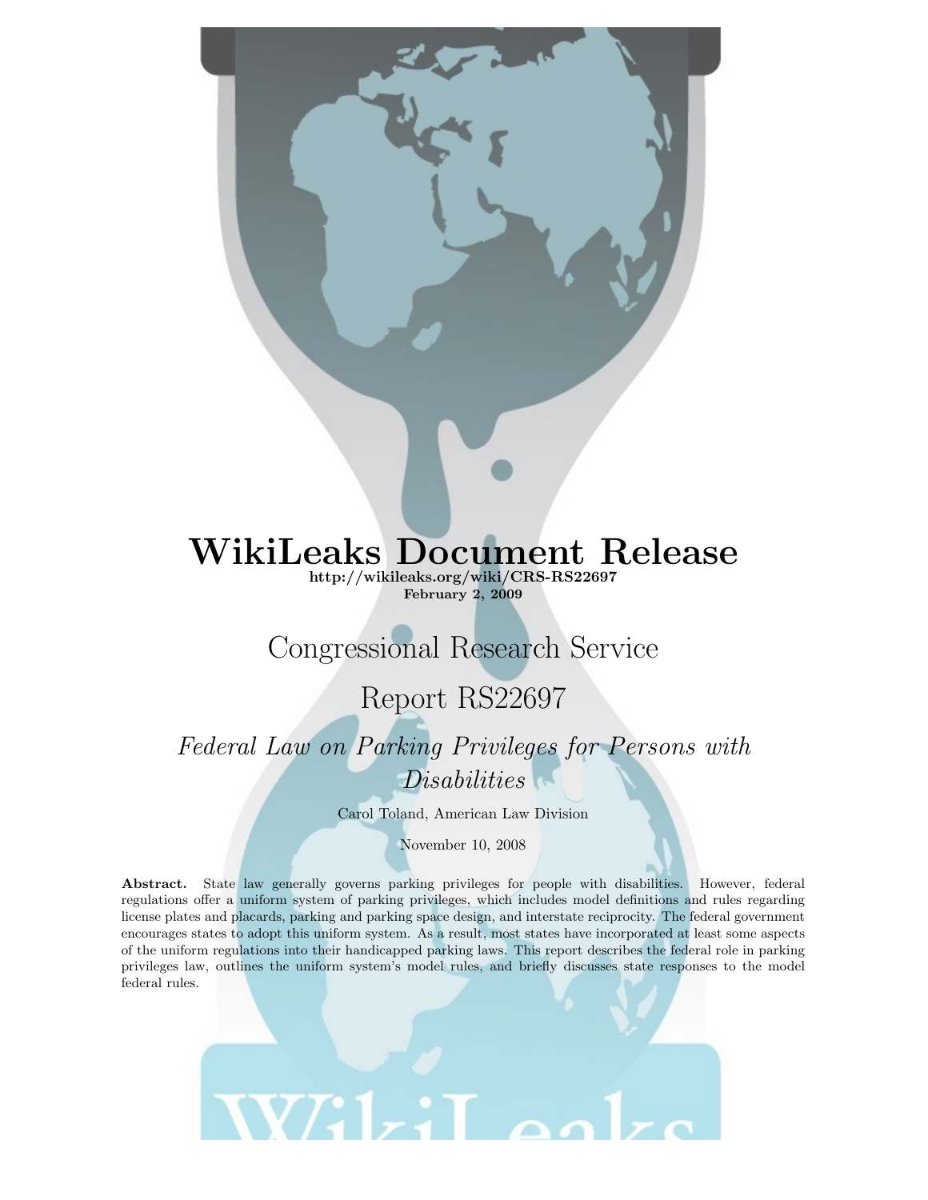# WikiLeaks Document Release

**http://wikileaks.org/wiki/CRS-RS22697**
**February 2, 2009**

## Congressional Research Service

## Report RS22697

### *Federal Law on Parking Privileges for Persons with Disabilities*

Carol Toland, American Law Division

November 10, 2008

**Abstract.** State law generally governs parking privileges for people with disabilities. However, federal regulations offer a uniform system of parking privileges, which includes model definitions and rules regarding license plates and placards, parking and parking space design, and interstate reciprocity. The federal government encourages states to adopt this uniform system. As a result, most states have incorporated at least some aspects of the uniform regulations into their handicapped parking laws. This report describes the federal role in parking privileges law, outlines the uniform system's model rules, and briefly discusses state responses to the model federal rules.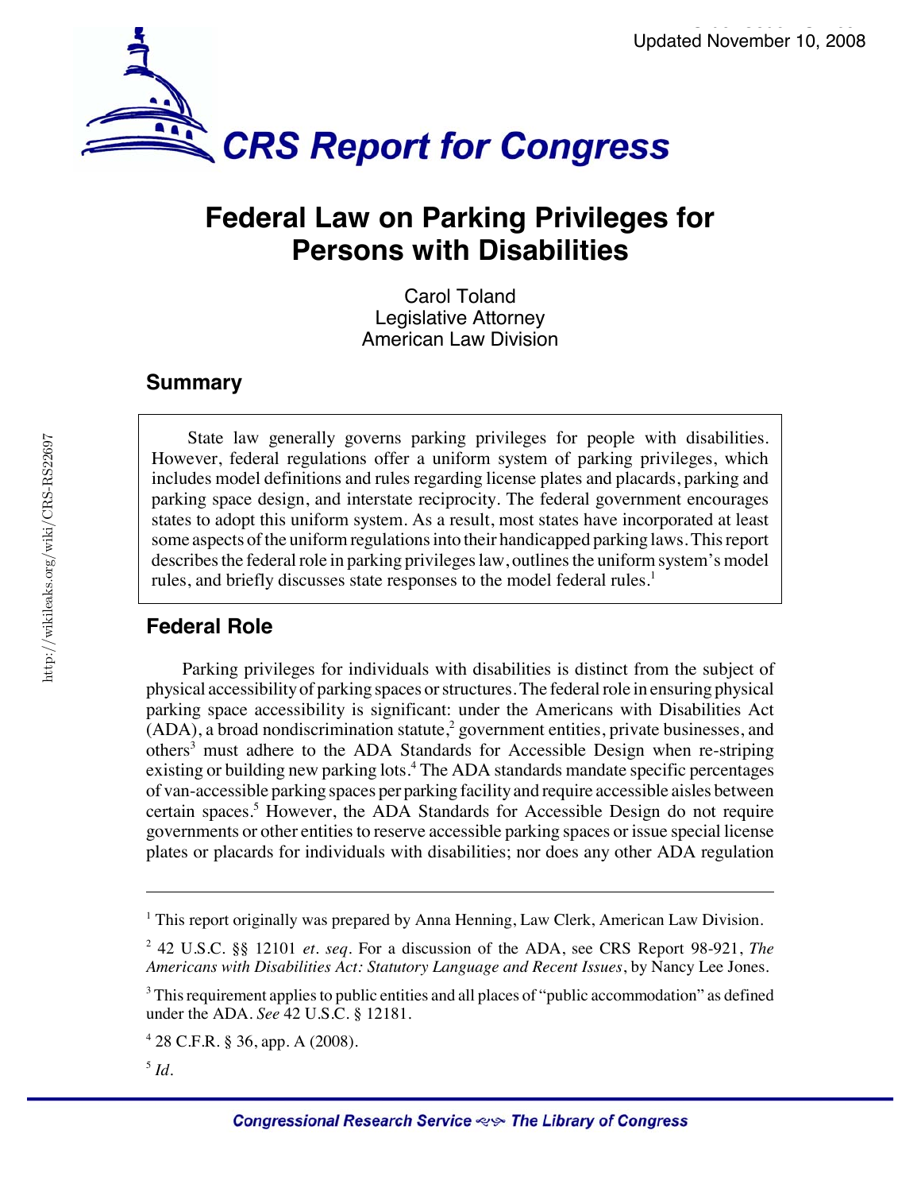# Federal Law on Parking Privileges for Persons with Disabilities

Carol Toland
Legislative Attorney
American Law Division

## Summary

State law generally governs parking privileges for people with disabilities. However, federal regulations offer a uniform system of parking privileges, which includes model definitions and rules regarding license plates and placards, parking and parking space design, and interstate reciprocity. The federal government encourages states to adopt this uniform system. As a result, most states have incorporated at least some aspects of the uniform regulations into their handicapped parking laws. This report describes the federal role in parking privileges law, outlines the uniform system's model rules, and briefly discusses state responses to the model federal rules.[1]

## Federal Role

Parking privileges for individuals with disabilities is distinct from the subject of physical accessibility of parking spaces or structures. The federal role in ensuring physical parking space accessibility is significant: under the Americans with Disabilities Act (ADA), a broad nondiscrimination statute,[2] government entities, private businesses, and others[3] must adhere to the ADA Standards for Accessible Design when re-striping existing or building new parking lots.[4] The ADA standards mandate specific percentages of van-accessible parking spaces per parking facility and require accessible aisles between certain spaces.[5] However, the ADA Standards for Accessible Design do not require governments or other entities to reserve accessible parking spaces or issue special license plates or placards for individuals with disabilities; nor does any other ADA regulation

---

[1] This report originally was prepared by Anna Henning, Law Clerk, American Law Division.

[2] 42 U.S.C. §§ 12101 *et. seq*. For a discussion of the ADA, see CRS Report 98-921, *The Americans with Disabilities Act: Statutory Language and Recent Issues*, by Nancy Lee Jones.

[3] This requirement applies to public entities and all places of "public accommodation" as defined under the ADA. *See* 42 U.S.C. § 12181.

[4] 28 C.F.R. § 36, app. A (2008).

[5] *Id*.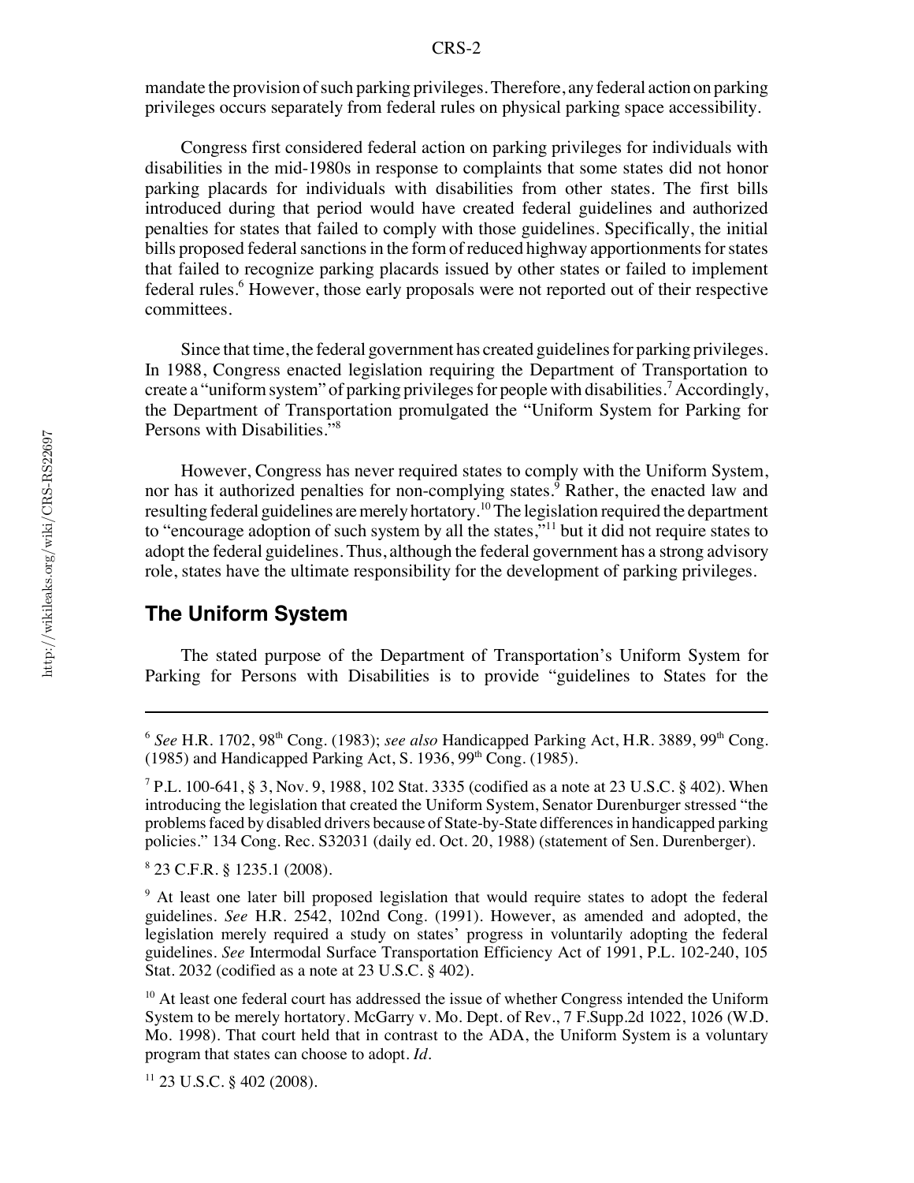mandate the provision of such parking privileges. Therefore, any federal action on parking privileges occurs separately from federal rules on physical parking space accessibility.

Congress first considered federal action on parking privileges for individuals with disabilities in the mid-1980s in response to complaints that some states did not honor parking placards for individuals with disabilities from other states. The first bills introduced during that period would have created federal guidelines and authorized penalties for states that failed to comply with those guidelines. Specifically, the initial bills proposed federal sanctions in the form of reduced highway apportionments for states that failed to recognize parking placards issued by other states or failed to implement federal rules.[6] However, those early proposals were not reported out of their respective committees.

Since that time, the federal government has created guidelines for parking privileges. In 1988, Congress enacted legislation requiring the Department of Transportation to create a "uniform system" of parking privileges for people with disabilities.[7] Accordingly, the Department of Transportation promulgated the "Uniform System for Parking for Persons with Disabilities."[8]

However, Congress has never required states to comply with the Uniform System, nor has it authorized penalties for non-complying states.[9] Rather, the enacted law and resulting federal guidelines are merely hortatory.[10] The legislation required the department to "encourage adoption of such system by all the states,"[11] but it did not require states to adopt the federal guidelines. Thus, although the federal government has a strong advisory role, states have the ultimate responsibility for the development of parking privileges.

## The Uniform System

The stated purpose of the Department of Transportation's Uniform System for Parking for Persons with Disabilities is to provide "guidelines to States for the

---

[6] *See* H.R. 1702, 98th Cong. (1983); *see also* Handicapped Parking Act, H.R. 3889, 99th Cong. (1985) and Handicapped Parking Act, S. 1936, 99th Cong. (1985).

[7] P.L. 100-641, § 3, Nov. 9, 1988, 102 Stat. 3335 (codified as a note at 23 U.S.C. § 402). When introducing the legislation that created the Uniform System, Senator Durenburger stressed "the problems faced by disabled drivers because of State-by-State differences in handicapped parking policies." 134 Cong. Rec. S32031 (daily ed. Oct. 20, 1988) (statement of Sen. Durenberger).

[8] 23 C.F.R. § 1235.1 (2008).

[9] At least one later bill proposed legislation that would require states to adopt the federal guidelines. *See* H.R. 2542, 102nd Cong. (1991). However, as amended and adopted, the legislation merely required a study on states' progress in voluntarily adopting the federal guidelines. *See* Intermodal Surface Transportation Efficiency Act of 1991, P.L. 102-240, 105 Stat. 2032 (codified as a note at 23 U.S.C. § 402).

[10] At least one federal court has addressed the issue of whether Congress intended the Uniform System to be merely hortatory. McGarry v. Mo. Dept. of Rev., 7 F.Supp.2d 1022, 1026 (W.D. Mo. 1998). That court held that in contrast to the ADA, the Uniform System is a voluntary program that states can choose to adopt. *Id.*

[11] 23 U.S.C. § 402 (2008).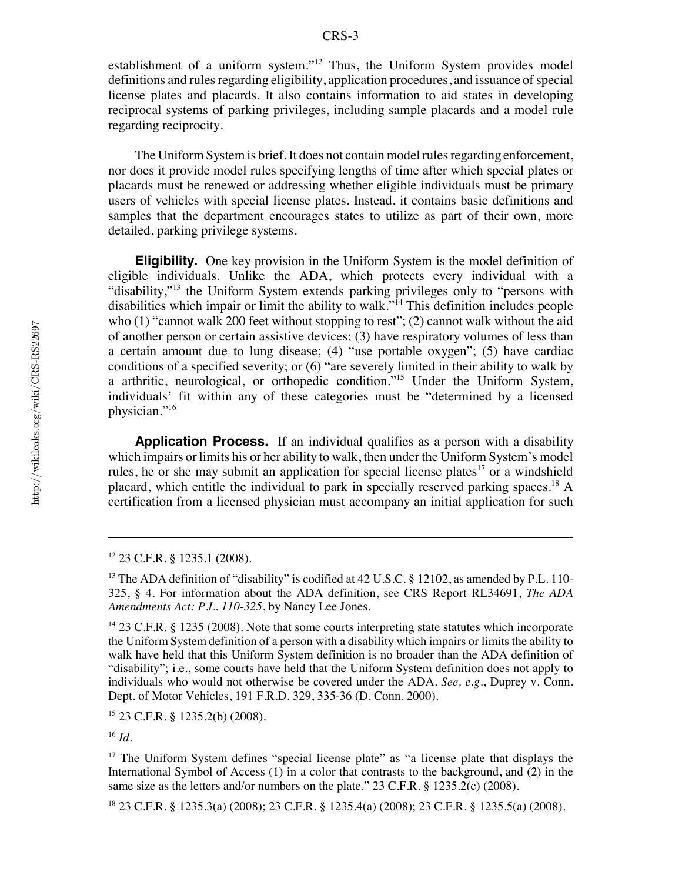establishment of a uniform system."[12] Thus, the Uniform System provides model definitions and rules regarding eligibility, application procedures, and issuance of special license plates and placards. It also contains information to aid states in developing reciprocal systems of parking privileges, including sample placards and a model rule regarding reciprocity.

The Uniform System is brief. It does not contain model rules regarding enforcement, nor does it provide model rules specifying lengths of time after which special plates or placards must be renewed or addressing whether eligible individuals must be primary users of vehicles with special license plates. Instead, it contains basic definitions and samples that the department encourages states to utilize as part of their own, more detailed, parking privilege systems.

**Eligibility.** One key provision in the Uniform System is the model definition of eligible individuals. Unlike the ADA, which protects every individual with a "disability,"[13] the Uniform System extends parking privileges only to "persons with disabilities which impair or limit the ability to walk."[14] This definition includes people who (1) "cannot walk 200 feet without stopping to rest"; (2) cannot walk without the aid of another person or certain assistive devices; (3) have respiratory volumes of less than a certain amount due to lung disease; (4) "use portable oxygen"; (5) have cardiac conditions of a specified severity; or (6) "are severely limited in their ability to walk by a arthritic, neurological, or orthopedic condition."[15] Under the Uniform System, individuals' fit within any of these categories must be "determined by a licensed physician."[16]

**Application Process.** If an individual qualifies as a person with a disability which impairs or limits his or her ability to walk, then under the Uniform System's model rules, he or she may submit an application for special license plates[17] or a windshield placard, which entitle the individual to park in specially reserved parking spaces.[18] A certification from a licensed physician must accompany an initial application for such

---

[12] 23 C.F.R. § 1235.1 (2008).

[13] The ADA definition of "disability" is codified at 42 U.S.C. § 12102, as amended by P.L. 110-325, § 4. For information about the ADA definition, see CRS Report RL34691, *The ADA Amendments Act: P.L. 110-325*, by Nancy Lee Jones.

[14] 23 C.F.R. § 1235 (2008). Note that some courts interpreting state statutes which incorporate the Uniform System definition of a person with a disability which impairs or limits the ability to walk have held that this Uniform System definition is no broader than the ADA definition of "disability"; i.e., some courts have held that the Uniform System definition does not apply to individuals who would not otherwise be covered under the ADA. *See, e.g.*, Duprey v. Conn. Dept. of Motor Vehicles, 191 F.R.D. 329, 335-36 (D. Conn. 2000).

[15] 23 C.F.R. § 1235.2(b) (2008).

[16] *Id.*

[17] The Uniform System defines "special license plate" as "a license plate that displays the International Symbol of Access (1) in a color that contrasts to the background, and (2) in the same size as the letters and/or numbers on the plate." 23 C.F.R. § 1235.2(c) (2008).

[18] 23 C.F.R. § 1235.3(a) (2008); 23 C.F.R. § 1235.4(a) (2008); 23 C.F.R. § 1235.5(a) (2008).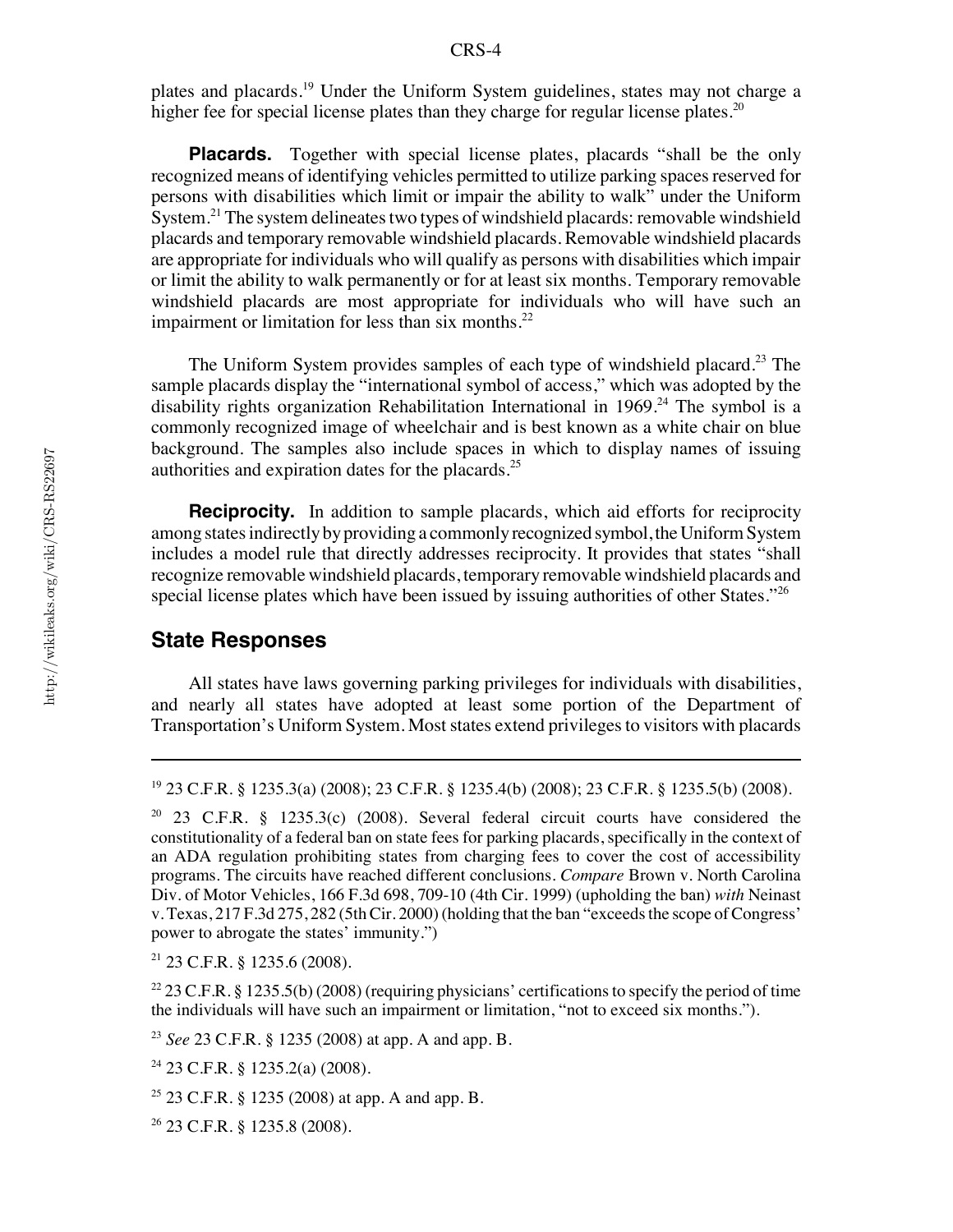plates and placards.[19] Under the Uniform System guidelines, states may not charge a higher fee for special license plates than they charge for regular license plates.[20]

**Placards.** Together with special license plates, placards "shall be the only recognized means of identifying vehicles permitted to utilize parking spaces reserved for persons with disabilities which limit or impair the ability to walk" under the Uniform System.[21] The system delineates two types of windshield placards: removable windshield placards and temporary removable windshield placards. Removable windshield placards are appropriate for individuals who will qualify as persons with disabilities which impair or limit the ability to walk permanently or for at least six months. Temporary removable windshield placards are most appropriate for individuals who will have such an impairment or limitation for less than six months.[22]

The Uniform System provides samples of each type of windshield placard.[23] The sample placards display the "international symbol of access," which was adopted by the disability rights organization Rehabilitation International in 1969.[24] The symbol is a commonly recognized image of wheelchair and is best known as a white chair on blue background. The samples also include spaces in which to display names of issuing authorities and expiration dates for the placards.[25]

**Reciprocity.** In addition to sample placards, which aid efforts for reciprocity among states indirectly by providing a commonly recognized symbol, the Uniform System includes a model rule that directly addresses reciprocity. It provides that states "shall recognize removable windshield placards, temporary removable windshield placards and special license plates which have been issued by issuing authorities of other States."[26]

## State Responses

All states have laws governing parking privileges for individuals with disabilities, and nearly all states have adopted at least some portion of the Department of Transportation's Uniform System. Most states extend privileges to visitors with placards

---

[19] 23 C.F.R. § 1235.3(a) (2008); 23 C.F.R. § 1235.4(b) (2008); 23 C.F.R. § 1235.5(b) (2008).

[20] 23 C.F.R. § 1235.3(c) (2008). Several federal circuit courts have considered the constitutionality of a federal ban on state fees for parking placards, specifically in the context of an ADA regulation prohibiting states from charging fees to cover the cost of accessibility programs. The circuits have reached different conclusions. *Compare* Brown v. North Carolina Div. of Motor Vehicles, 166 F.3d 698, 709-10 (4th Cir. 1999) (upholding the ban) *with* Neinast v. Texas, 217 F.3d 275, 282 (5th Cir. 2000) (holding that the ban "exceeds the scope of Congress' power to abrogate the states' immunity.")

[21] 23 C.F.R. § 1235.6 (2008).

[22] 23 C.F.R. § 1235.5(b) (2008) (requiring physicians' certifications to specify the period of time the individuals will have such an impairment or limitation, "not to exceed six months.").

[23] *See* 23 C.F.R. § 1235 (2008) at app. A and app. B.

[24] 23 C.F.R. § 1235.2(a) (2008).

[25] 23 C.F.R. § 1235 (2008) at app. A and app. B.

[26] 23 C.F.R. § 1235.8 (2008).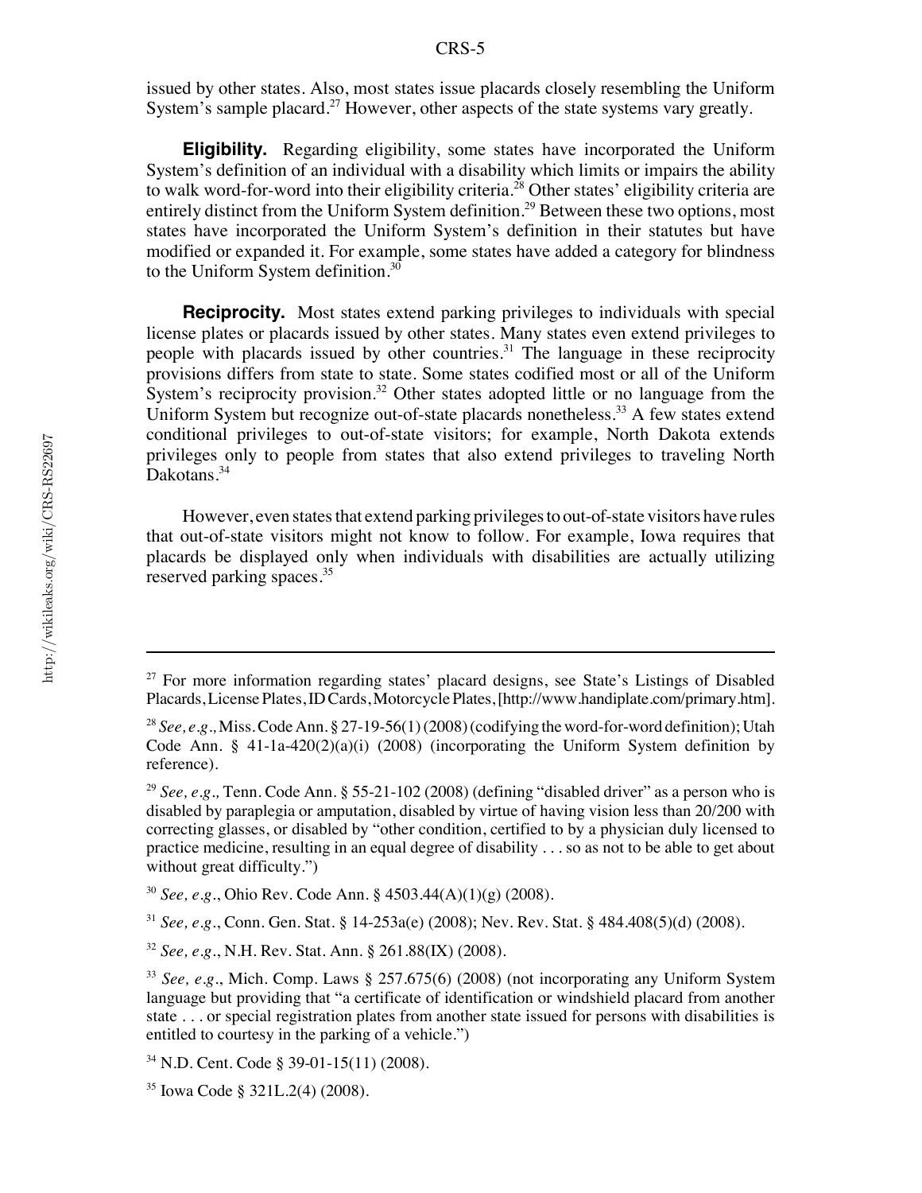issued by other states. Also, most states issue placards closely resembling the Uniform System's sample placard.[27] However, other aspects of the state systems vary greatly.

**Eligibility.** Regarding eligibility, some states have incorporated the Uniform System's definition of an individual with a disability which limits or impairs the ability to walk word-for-word into their eligibility criteria.[28] Other states' eligibility criteria are entirely distinct from the Uniform System definition.[29] Between these two options, most states have incorporated the Uniform System's definition in their statutes but have modified or expanded it. For example, some states have added a category for blindness to the Uniform System definition.[30]

**Reciprocity.** Most states extend parking privileges to individuals with special license plates or placards issued by other states. Many states even extend privileges to people with placards issued by other countries.[31] The language in these reciprocity provisions differs from state to state. Some states codified most or all of the Uniform System's reciprocity provision.[32] Other states adopted little or no language from the Uniform System but recognize out-of-state placards nonetheless.[33] A few states extend conditional privileges to out-of-state visitors; for example, North Dakota extends privileges only to people from states that also extend privileges to traveling North Dakotans.[34]

However, even states that extend parking privileges to out-of-state visitors have rules that out-of-state visitors might not know to follow. For example, Iowa requires that placards be displayed only when individuals with disabilities are actually utilizing reserved parking spaces.[35]

---

[27] For more information regarding states' placard designs, see State's Listings of Disabled Placards, License Plates, ID Cards, Motorcycle Plates, [http://www.handiplate.com/primary.htm].

[28] *See, e.g.,* Miss. Code Ann. § 27-19-56(1) (2008) (codifying the word-for-word definition); Utah Code Ann. § 41-1a-420(2)(a)(i) (2008) (incorporating the Uniform System definition by reference).

[29] *See, e.g.,* Tenn. Code Ann. § 55-21-102 (2008) (defining "disabled driver" as a person who is disabled by paraplegia or amputation, disabled by virtue of having vision less than 20/200 with correcting glasses, or disabled by "other condition, certified to by a physician duly licensed to practice medicine, resulting in an equal degree of disability . . . so as not to be able to get about without great difficulty.")

[30] *See, e.g.*, Ohio Rev. Code Ann. § 4503.44(A)(1)(g) (2008).

[31] *See, e.g.*, Conn. Gen. Stat. § 14-253a(e) (2008); Nev. Rev. Stat. § 484.408(5)(d) (2008).

[32] *See, e.g.*, N.H. Rev. Stat. Ann. § 261.88(IX) (2008).

[33] *See, e.g.*, Mich. Comp. Laws § 257.675(6) (2008) (not incorporating any Uniform System language but providing that "a certificate of identification or windshield placard from another state . . . or special registration plates from another state issued for persons with disabilities is entitled to courtesy in the parking of a vehicle.")

[34] N.D. Cent. Code § 39-01-15(11) (2008).

[35] Iowa Code § 321L.2(4) (2008).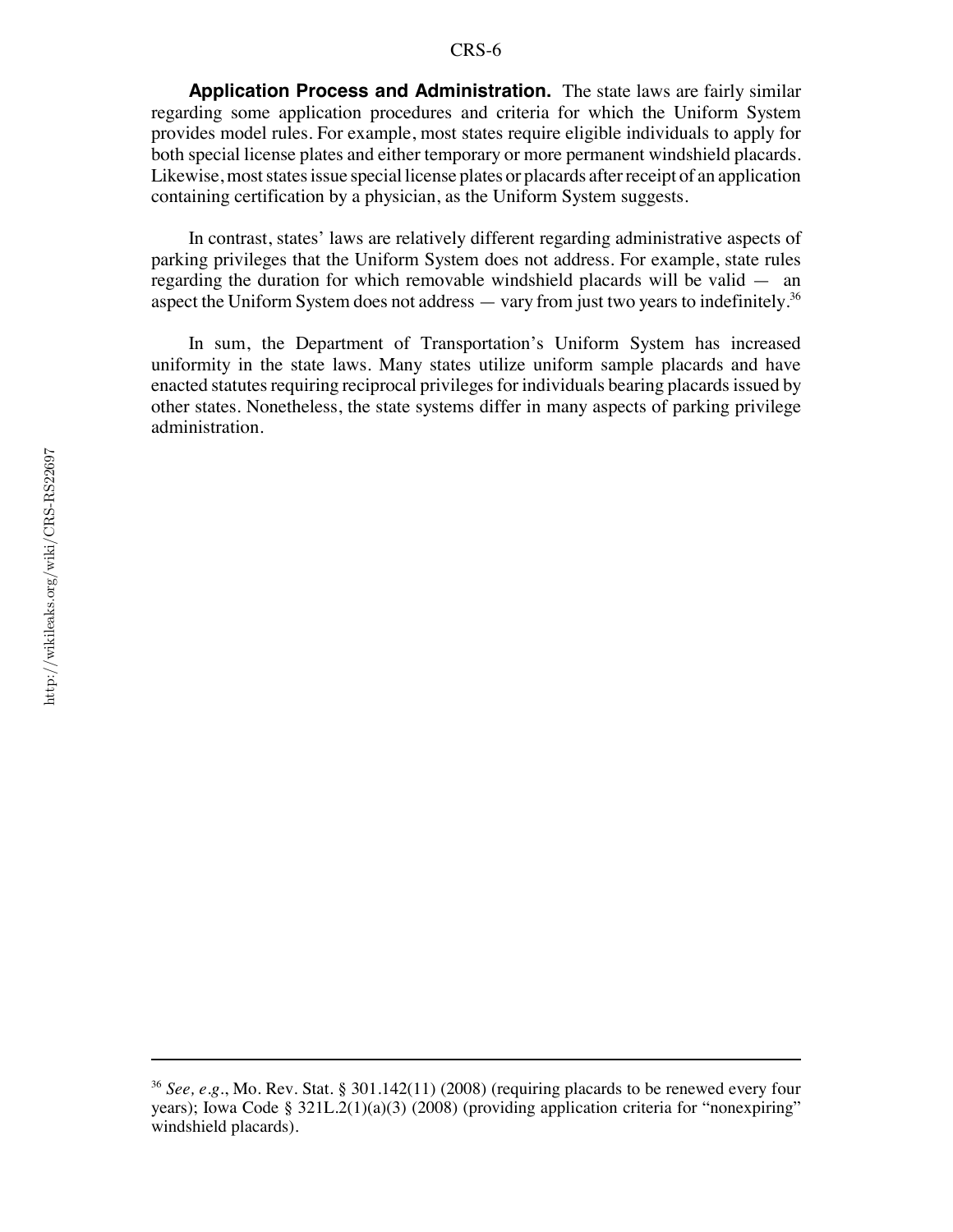**Application Process and Administration.** The state laws are fairly similar regarding some application procedures and criteria for which the Uniform System provides model rules. For example, most states require eligible individuals to apply for both special license plates and either temporary or more permanent windshield placards. Likewise, most states issue special license plates or placards after receipt of an application containing certification by a physician, as the Uniform System suggests.

In contrast, states' laws are relatively different regarding administrative aspects of parking privileges that the Uniform System does not address. For example, state rules regarding the duration for which removable windshield placards will be valid — an aspect the Uniform System does not address — vary from just two years to indefinitely.[36]

In sum, the Department of Transportation's Uniform System has increased uniformity in the state laws. Many states utilize uniform sample placards and have enacted statutes requiring reciprocal privileges for individuals bearing placards issued by other states. Nonetheless, the state systems differ in many aspects of parking privilege administration.

---

[36] *See, e.g.*, Mo. Rev. Stat. § 301.142(11) (2008) (requiring placards to be renewed every four years); Iowa Code § 321L.2(1)(a)(3) (2008) (providing application criteria for "nonexpiring" windshield placards).